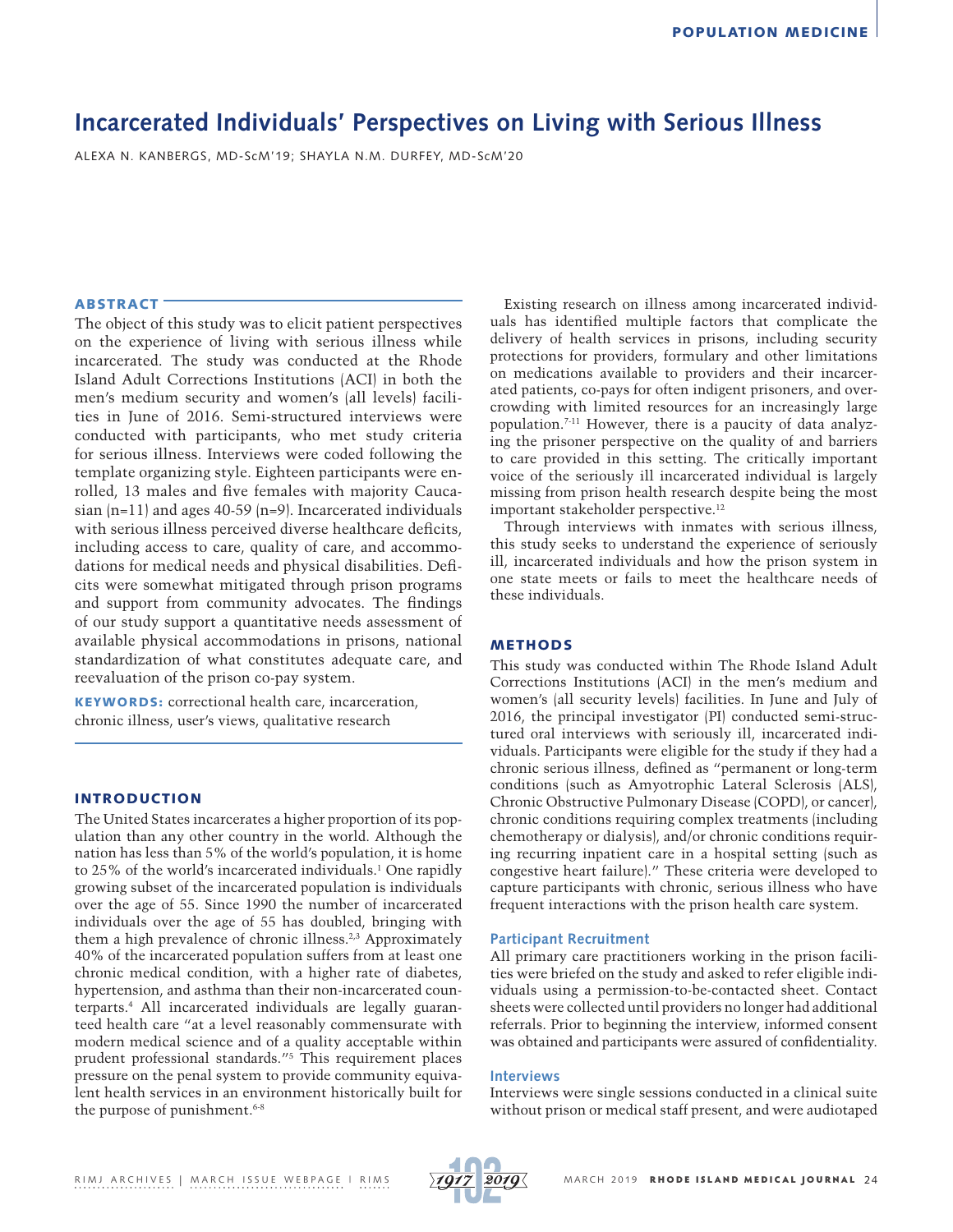# Incarcerated Individuals' Perspectives on Living with Serious Illness

ALEXA N. KANBERGS, MD-ScM'19; SHAYLA N.M. DURFEY, MD-ScM'20

## ABSTRACT

The object of this study was to elicit patient perspectives on the experience of living with serious illness while incarcerated. The study was conducted at the Rhode Island Adult Corrections Institutions (ACI) in both the men's medium security and women's (all levels) facilities in June of 2016. Semi-structured interviews were conducted with participants, who met study criteria for serious illness. Interviews were coded following the template organizing style. Eighteen participants were enrolled, 13 males and five females with majority Caucasian (n=11) and ages 40-59 (n=9). Incarcerated individuals with serious illness perceived diverse healthcare deficits, including access to care, quality of care, and accommodations for medical needs and physical disabilities. Deficits were somewhat mitigated through prison programs and support from community advocates. The findings of our study support a quantitative needs assessment of available physical accommodations in prisons, national standardization of what constitutes adequate care, and reevaluation of the prison co-pay system.

**KEYWORDS:** correctional health care, incarceration, chronic illness, user's views, qualitative research

## INTRODUCTION

The United States incarcerates a higher proportion of its population than any other country in the world. Although the nation has less than 5% of the world's population, it is home to 25% of the world's incarcerated individuals.[1] One rapidly growing subset of the incarcerated population is individuals over the age of 55. Since 1990 the number of incarcerated individuals over the age of 55 has doubled, bringing with them a high prevalence of chronic illness.[2,3] Approximately 40% of the incarcerated population suffers from at least one chronic medical condition, with a higher rate of diabetes, hypertension, and asthma than their non-incarcerated counterparts.[4] All incarcerated individuals are legally guaranteed health care "at a level reasonably commensurate with modern medical science and of a quality acceptable within prudent professional standards."[5] This requirement places pressure on the penal system to provide community equivalent health services in an environment historically built for the purpose of punishment.[6-8]

Existing research on illness among incarcerated individuals has identified multiple factors that complicate the delivery of health services in prisons, including security protections for providers, formulary and other limitations on medications available to providers and their incarcerated patients, co-pays for often indigent prisoners, and overcrowding with limited resources for an increasingly large population.[7-11] However, there is a paucity of data analyzing the prisoner perspective on the quality of and barriers to care provided in this setting. The critically important voice of the seriously ill incarcerated individual is largely missing from prison health research despite being the most important stakeholder perspective.[12]

Through interviews with inmates with serious illness, this study seeks to understand the experience of seriously ill, incarcerated individuals and how the prison system in one state meets or fails to meet the healthcare needs of these individuals.

## METHODS

This study was conducted within The Rhode Island Adult Corrections Institutions (ACI) in the men's medium and women's (all security levels) facilities. In June and July of 2016, the principal investigator (PI) conducted semi-structured oral interviews with seriously ill, incarcerated individuals. Participants were eligible for the study if they had a chronic serious illness, defined as "permanent or long-term conditions (such as Amyotrophic Lateral Sclerosis (ALS), Chronic Obstructive Pulmonary Disease (COPD), or cancer), chronic conditions requiring complex treatments (including chemotherapy or dialysis), and/or chronic conditions requiring recurring inpatient care in a hospital setting (such as congestive heart failure)." These criteria were developed to capture participants with chronic, serious illness who have frequent interactions with the prison health care system.

### Participant Recruitment

All primary care practitioners working in the prison facilities were briefed on the study and asked to refer eligible individuals using a permission-to-be-contacted sheet. Contact sheets were collected until providers no longer had additional referrals. Prior to beginning the interview, informed consent was obtained and participants were assured of confidentiality.

### Interviews

Interviews were single sessions conducted in a clinical suite without prison or medical staff present, and were audiotaped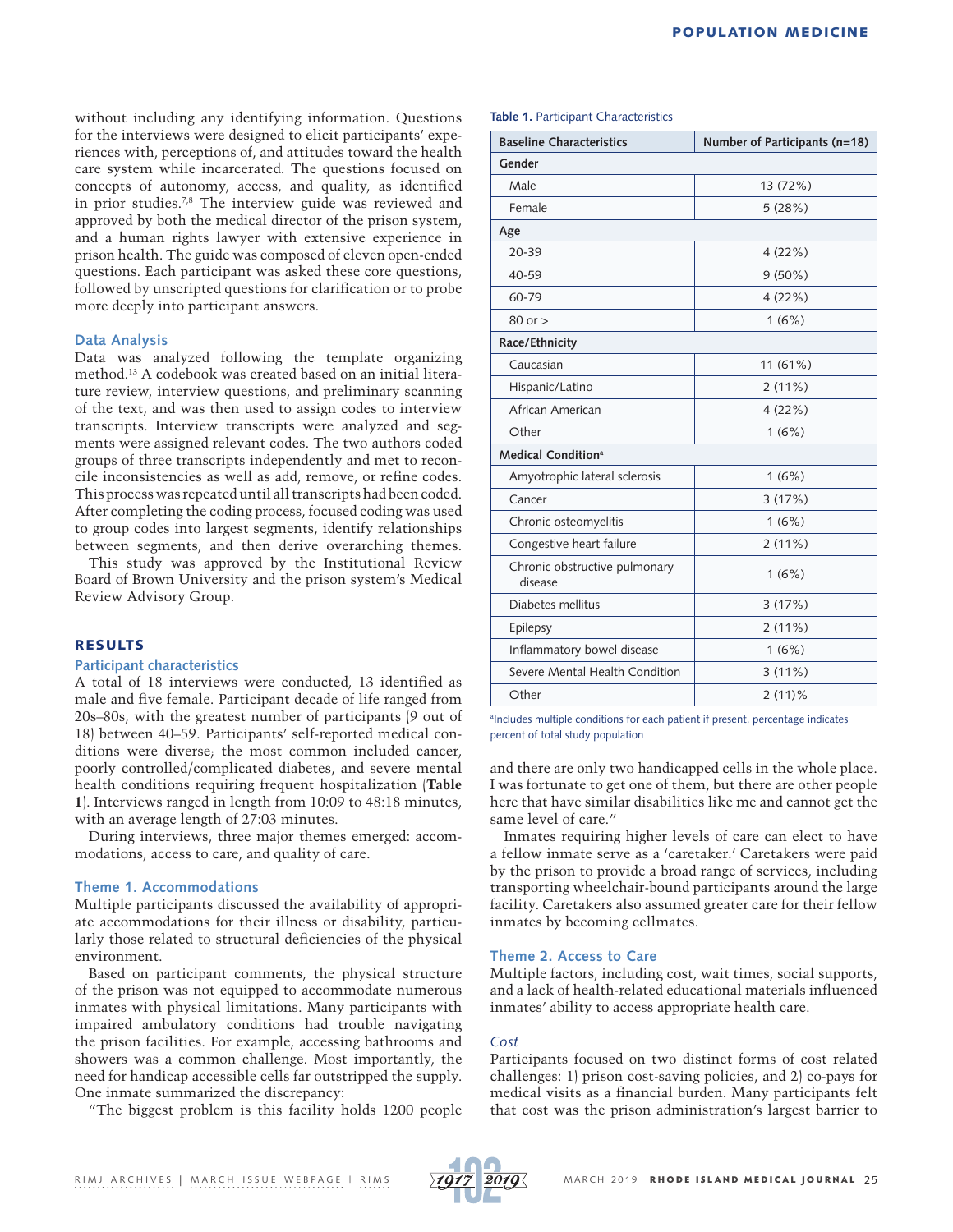without including any identifying information. Questions for the interviews were designed to elicit participants' experiences with, perceptions of, and attitudes toward the health care system while incarcerated. The questions focused on concepts of autonomy, access, and quality, as identified in prior studies.[7,8] The interview guide was reviewed and approved by both the medical director of the prison system, and a human rights lawyer with extensive experience in prison health. The guide was composed of eleven open-ended questions. Each participant was asked these core questions, followed by unscripted questions for clarification or to probe more deeply into participant answers.

### Data Analysis

Data was analyzed following the template organizing method.[13] A codebook was created based on an initial literature review, interview questions, and preliminary scanning of the text, and was then used to assign codes to interview transcripts. Interview transcripts were analyzed and segments were assigned relevant codes. The two authors coded groups of three transcripts independently and met to reconcile inconsistencies as well as add, remove, or refine codes. This process was repeated until all transcripts had been coded. After completing the coding process, focused coding was used to group codes into largest segments, identify relationships between segments, and then derive overarching themes.

This study was approved by the Institutional Review Board of Brown University and the prison system's Medical Review Advisory Group.

## RESULTS

### Participant characteristics

A total of 18 interviews were conducted, 13 identified as male and five female. Participant decade of life ranged from 20s–80s, with the greatest number of participants (9 out of 18) between 40–59. Participants' self-reported medical conditions were diverse; the most common included cancer, poorly controlled/complicated diabetes, and severe mental health conditions requiring frequent hospitalization (**Table 1**). Interviews ranged in length from 10:09 to 48:18 minutes, with an average length of 27:03 minutes.

During interviews, three major themes emerged: accommodations, access to care, and quality of care.

**Table 1.** Participant Characteristics

| Baseline Characteristics | Number of Participants (n=18) |
|---|---|
| **Gender** | |
| Male | 13 (72%) |
| Female | 5 (28%) |
| **Age** | |
| 20-39 | 4 (22%) |
| 40-59 | 9 (50%) |
| 60-79 | 4 (22%) |
| 80 or > | 1 (6%) |
| **Race/Ethnicity** | |
| Caucasian | 11 (61%) |
| Hispanic/Latino | 2 (11%) |
| African American | 4 (22%) |
| Other | 1 (6%) |
| **Medical Condition**[a] | |
| Amyotrophic lateral sclerosis | 1 (6%) |
| Cancer | 3 (17%) |
| Chronic osteomyelitis | 1 (6%) |
| Congestive heart failure | 2 (11%) |
| Chronic obstructive pulmonary disease | 1 (6%) |
| Diabetes mellitus | 3 (17%) |
| Epilepsy | 2 (11%) |
| Inflammatory bowel disease | 1 (6%) |
| Severe Mental Health Condition | 3 (11%) |
| Other | 2 (11)% |

[a]Includes multiple conditions for each patient if present, percentage indicates percent of total study population

### Theme 1. Accommodations

Multiple participants discussed the availability of appropriate accommodations for their illness or disability, particularly those related to structural deficiencies of the physical environment.

Based on participant comments, the physical structure of the prison was not equipped to accommodate numerous inmates with physical limitations. Many participants with impaired ambulatory conditions had trouble navigating the prison facilities. For example, accessing bathrooms and showers was a common challenge. Most importantly, the need for handicap accessible cells far outstripped the supply. One inmate summarized the discrepancy:

"The biggest problem is this facility holds 1200 people and there are only two handicapped cells in the whole place. I was fortunate to get one of them, but there are other people here that have similar disabilities like me and cannot get the same level of care."

Inmates requiring higher levels of care can elect to have a fellow inmate serve as a 'caretaker.' Caretakers were paid by the prison to provide a broad range of services, including transporting wheelchair-bound participants around the large facility. Caretakers also assumed greater care for their fellow inmates by becoming cellmates.

### Theme 2. Access to Care

Multiple factors, including cost, wait times, social supports, and a lack of health-related educational materials influenced inmates' ability to access appropriate health care.

#### *Cost*

Participants focused on two distinct forms of cost related challenges: 1) prison cost-saving policies, and 2) co-pays for medical visits as a financial burden. Many participants felt that cost was the prison administration's largest barrier to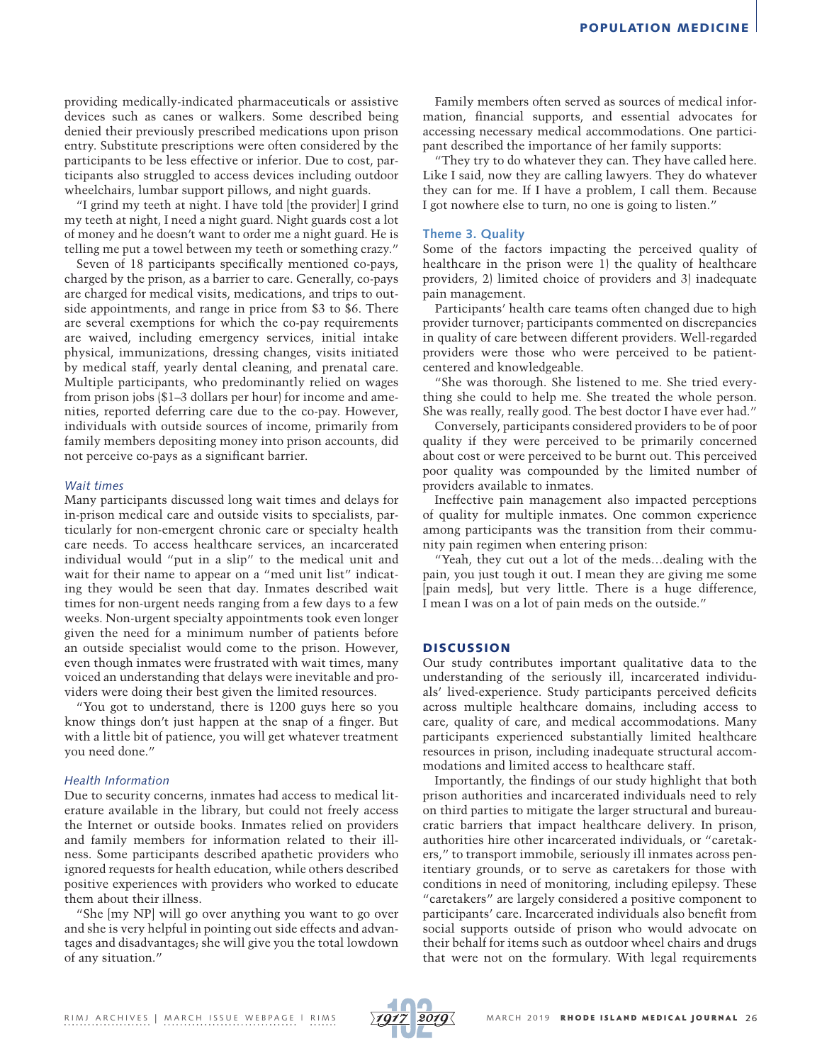providing medically-indicated pharmaceuticals or assistive devices such as canes or walkers. Some described being denied their previously prescribed medications upon prison entry. Substitute prescriptions were often considered by the participants to be less effective or inferior. Due to cost, participants also struggled to access devices including outdoor wheelchairs, lumbar support pillows, and night guards.

"I grind my teeth at night. I have told [the provider] I grind my teeth at night, I need a night guard. Night guards cost a lot of money and he doesn't want to order me a night guard. He is telling me put a towel between my teeth or something crazy."

Seven of 18 participants specifically mentioned co-pays, charged by the prison, as a barrier to care. Generally, co-pays are charged for medical visits, medications, and trips to outside appointments, and range in price from $3 to $6. There are several exemptions for which the co-pay requirements are waived, including emergency services, initial intake physical, immunizations, dressing changes, visits initiated by medical staff, yearly dental cleaning, and prenatal care. Multiple participants, who predominantly relied on wages from prison jobs ($1–3 dollars per hour) for income and amenities, reported deferring care due to the co-pay. However, individuals with outside sources of income, primarily from family members depositing money into prison accounts, did not perceive co-pays as a significant barrier.

#### *Wait times*

Many participants discussed long wait times and delays for in-prison medical care and outside visits to specialists, particularly for non-emergent chronic care or specialty health care needs. To access healthcare services, an incarcerated individual would "put in a slip" to the medical unit and wait for their name to appear on a "med unit list" indicating they would be seen that day. Inmates described wait times for non-urgent needs ranging from a few days to a few weeks. Non-urgent specialty appointments took even longer given the need for a minimum number of patients before an outside specialist would come to the prison. However, even though inmates were frustrated with wait times, many voiced an understanding that delays were inevitable and providers were doing their best given the limited resources.

"You got to understand, there is 1200 guys here so you know things don't just happen at the snap of a finger. But with a little bit of patience, you will get whatever treatment you need done."

#### *Health Information*

Due to security concerns, inmates had access to medical literature available in the library, but could not freely access the Internet or outside books. Inmates relied on providers and family members for information related to their illness. Some participants described apathetic providers who ignored requests for health education, while others described positive experiences with providers who worked to educate them about their illness.

"She [my NP] will go over anything you want to go over and she is very helpful in pointing out side effects and advantages and disadvantages; she will give you the total lowdown of any situation."

Family members often served as sources of medical information, financial supports, and essential advocates for accessing necessary medical accommodations. One participant described the importance of her family supports:

"They try to do whatever they can. They have called here. Like I said, now they are calling lawyers. They do whatever they can for me. If I have a problem, I call them. Because I got nowhere else to turn, no one is going to listen."

### Theme 3. Quality

Some of the factors impacting the perceived quality of healthcare in the prison were 1) the quality of healthcare providers, 2) limited choice of providers and 3) inadequate pain management.

Participants' health care teams often changed due to high provider turnover; participants commented on discrepancies in quality of care between different providers. Well-regarded providers were those who were perceived to be patient-centered and knowledgeable.

"She was thorough. She listened to me. She tried everything she could to help me. She treated the whole person. She was really, really good. The best doctor I have ever had."

Conversely, participants considered providers to be of poor quality if they were perceived to be primarily concerned about cost or were perceived to be burnt out. This perceived poor quality was compounded by the limited number of providers available to inmates.

Ineffective pain management also impacted perceptions of quality for multiple inmates. One common experience among participants was the transition from their community pain regimen when entering prison:

"Yeah, they cut out a lot of the meds…dealing with the pain, you just tough it out. I mean they are giving me some [pain meds], but very little. There is a huge difference, I mean I was on a lot of pain meds on the outside."

## DISCUSSION

Our study contributes important qualitative data to the understanding of the seriously ill, incarcerated individuals' lived-experience. Study participants perceived deficits across multiple healthcare domains, including access to care, quality of care, and medical accommodations. Many participants experienced substantially limited healthcare resources in prison, including inadequate structural accommodations and limited access to healthcare staff.

Importantly, the findings of our study highlight that both prison authorities and incarcerated individuals need to rely on third parties to mitigate the larger structural and bureaucratic barriers that impact healthcare delivery. In prison, authorities hire other incarcerated individuals, or "caretakers," to transport immobile, seriously ill inmates across penitentiary grounds, or to serve as caretakers for those with conditions in need of monitoring, including epilepsy. These "caretakers" are largely considered a positive component to participants' care. Incarcerated individuals also benefit from social supports outside of prison who would advocate on their behalf for items such as outdoor wheel chairs and drugs that were not on the formulary. With legal requirements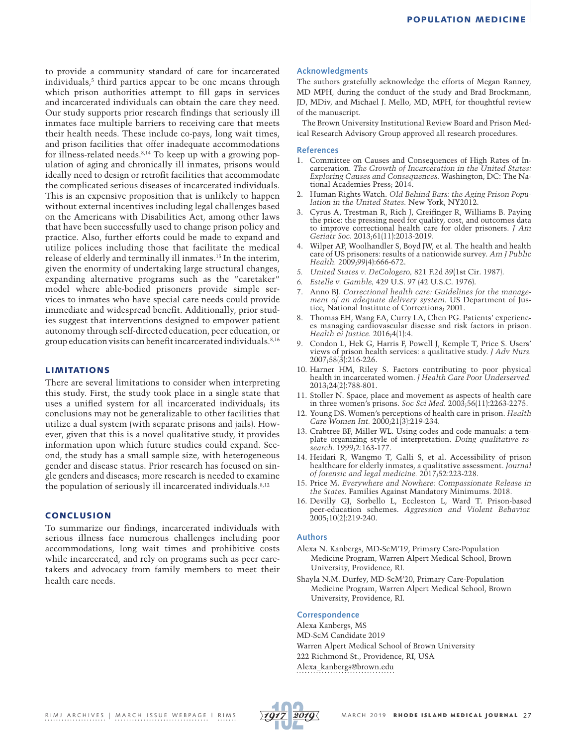to provide a community standard of care for incarcerated individuals,[5] third parties appear to be one means through which prison authorities attempt to fill gaps in services and incarcerated individuals can obtain the care they need. Our study supports prior research findings that seriously ill inmates face multiple barriers to receiving care that meets their health needs. These include co-pays, long wait times, and prison facilities that offer inadequate accommodations for illness-related needs.[8,14] To keep up with a growing population of aging and chronically ill inmates, prisons would ideally need to design or retrofit facilities that accommodate the complicated serious diseases of incarcerated individuals. This is an expensive proposition that is unlikely to happen without external incentives including legal challenges based on the Americans with Disabilities Act, among other laws that have been successfully used to change prison policy and practice. Also, further efforts could be made to expand and utilize polices including those that facilitate the medical release of elderly and terminally ill inmates.[15] In the interim, given the enormity of undertaking large structural changes, expanding alternative programs such as the "caretaker" model where able-bodied prisoners provide simple services to inmates who have special care needs could provide immediate and widespread benefit. Additionally, prior studies suggest that interventions designed to empower patient autonomy through self-directed education, peer education, or group education visits can benefit incarcerated individuals.[8,16]

## LIMITATIONS

There are several limitations to consider when interpreting this study. First, the study took place in a single state that uses a unified system for all incarcerated individuals; its conclusions may not be generalizable to other facilities that utilize a dual system (with separate prisons and jails). However, given that this is a novel qualitative study, it provides information upon which future studies could expand. Second, the study has a small sample size, with heterogeneous gender and disease status. Prior research has focused on single genders and diseases; more research is needed to examine the population of seriously ill incarcerated individuals.[8,12]

## CONCLUSION

To summarize our findings, incarcerated individuals with serious illness face numerous challenges including poor accommodations, long wait times and prohibitive costs while incarcerated, and rely on programs such as peer caretakers and advocacy from family members to meet their health care needs.

### Acknowledgments

The authors gratefully acknowledge the efforts of Megan Ranney, MD MPH, during the conduct of the study and Brad Brockmann, JD, MDiv, and Michael J. Mello, MD, MPH, for thoughtful review of the manuscript.

The Brown University Institutional Review Board and Prison Medical Research Advisory Group approved all research procedures.

### References

1. Committee on Causes and Consequences of High Rates of Incarceration. *The Growth of Incarceration in the United States: Exploring Causes and Consequences.* Washington, DC: The National Academies Press; 2014.
2. Human Rights Watch. *Old Behind Bars: the Aging Prison Population in the United States.* New York, NY2012.
3. Cyrus A, Trestman R, Rich J, Greifinger R, Williams B. Paying the price: the pressing need for quality, cost, and outcomes data to improve correctional health care for older prisoners. *J Am Geriatr Soc*. 2013;61(11):2013-2019.
4. Wilper AP, Woolhandler S, Boyd JW, et al. The health and health care of US prisoners: results of a nationwide survey. *Am J Public Health.* 2009;99(4):666-672.
5. *United States v. DeCologero,* 821 F.2d 39(1st Cir. 1987).
6. *Estelle v. Gamble,* 429 U.S. 97 (42 U.S.C. 1976).
7. Anno BJ. *Correctional health care: Guidelines for the management of an adequate delivery system.* US Department of Justice, National Institute of Corrections; 2001.
8. Thomas EH, Wang EA, Curry LA, Chen PG. Patients' experiences managing cardiovascular disease and risk factors in prison. *Health & Justice.* 2016;4(1):4.
9. Condon L, Hek G, Harris F, Powell J, Kemple T, Price S. Users' views of prison health services: a qualitative study. *J Adv Nurs.* 2007;58(3):216-226.
10. Harner HM, Riley S. Factors contributing to poor physical health in incarcerated women. *J Health Care Poor Underserved.* 2013;24(2):788-801.
11. Stoller N. Space, place and movement as aspects of health care in three women's prisons. *Soc Sci Med.* 2003;56(11):2263-2275.
12. Young DS. Women's perceptions of health care in prison. *Health Care Women Int.* 2000;21(3):219-234.
13. Crabtree BF, Miller WL. Using codes and code manuals: a template organizing style of interpretation. *Doing qualitative research.* 1999;2:163-177.
14. Heidari R, Wangmo T, Galli S, et al. Accessibility of prison healthcare for elderly inmates, a qualitative assessment. *Journal of forensic and legal medicine.* 2017;52:223-228.
15. Price M. *Everywhere and Nowhere: Compassionate Release in the States.* Families Against Mandatory Minimums. 2018.
16. Devilly GJ, Sorbello L, Eccleston L, Ward T. Prison-based peer-education schemes. *Aggression and Violent Behavior.* 2005;10(2):219-240.

### Authors

Alexa N. Kanbergs, MD-ScM'19, Primary Care-Population Medicine Program, Warren Alpert Medical School, Brown University, Providence, RI.

Shayla N.M. Durfey, MD-ScM'20, Primary Care-Population Medicine Program, Warren Alpert Medical School, Brown University, Providence, RI.

### Correspondence

Alexa Kanbergs, MS
MD-ScM Candidate 2019
Warren Alpert Medical School of Brown University
222 Richmond St., Providence, RI, USA
Alexa_kanbergs@brown.edu